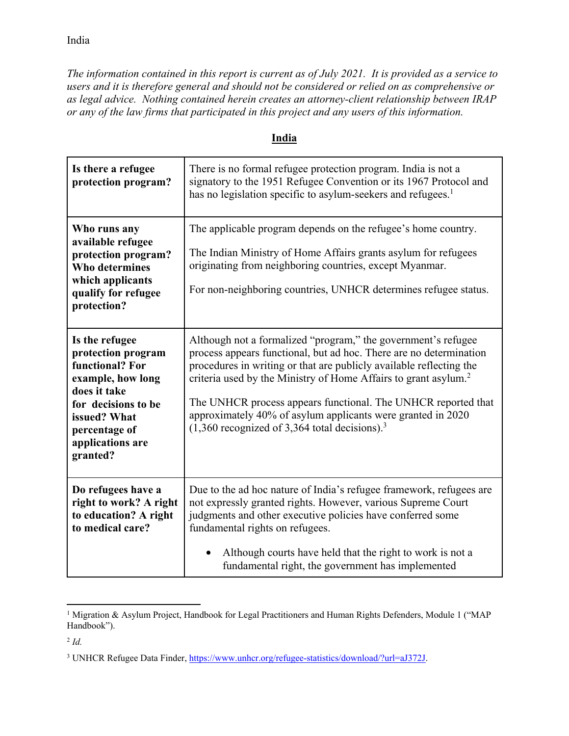India

*The information contained in this report is current as of July 2021. It is provided as a service to users and it is therefore general and should not be considered or relied on as comprehensive or as legal advice. Nothing contained herein creates an attorney-client relationship between IRAP or any of the law firms that participated in this project and any users of this information.*

## India

| **Is there a refugee protection program?** | There is no formal refugee protection program. India is not a signatory to the 1951 Refugee Convention or its 1967 Protocol and has no legislation specific to asylum-seekers and refugees.[1] |
|---|---|
| **Who runs any available refugee protection program? Who determines which applicants qualify for refugee protection?** | The applicable program depends on the refugee's home country.<br><br>The Indian Ministry of Home Affairs grants asylum for refugees originating from neighboring countries, except Myanmar.<br><br>For non-neighboring countries, UNHCR determines refugee status. |
| **Is the refugee protection program functional? For example, how long does it take for decisions to be issued? What percentage of applications are granted?** | Although not a formalized "program," the government's refugee process appears functional, but ad hoc. There are no determination procedures in writing or that are publicly available reflecting the criteria used by the Ministry of Home Affairs to grant asylum.[2]<br><br>The UNHCR process appears functional. The UNHCR reported that approximately 40% of asylum applicants were granted in 2020 (1,360 recognized of 3,364 total decisions).[3] |
| **Do refugees have a right to work? A right to education? A right to medical care?** | Due to the ad hoc nature of India's refugee framework, refugees are not expressly granted rights. However, various Supreme Court judgments and other executive policies have conferred some fundamental rights on refugees.<br><br>• Although courts have held that the right to work is not a fundamental right, the government has implemented |

[1] Migration & Asylum Project, Handbook for Legal Practitioners and Human Rights Defenders, Module 1 ("MAP Handbook").

[2] *Id.*

[3] UNHCR Refugee Data Finder, https://www.unhcr.org/refugee-statistics/download/?url=aJ372J.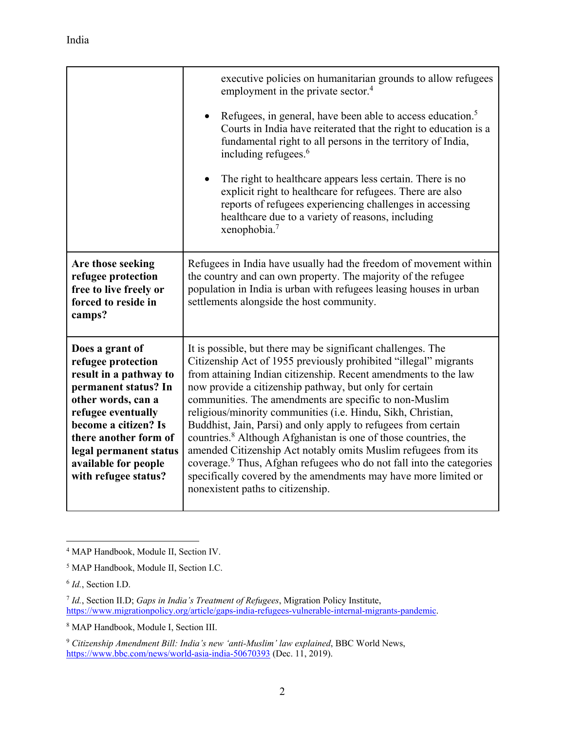| | |
|---|---|
| | executive policies on humanitarian grounds to allow refugees employment in the private sector.[4]<br><br>• Refugees, in general, have been able to access education.[5] Courts in India have reiterated that the right to education is a fundamental right to all persons in the territory of India, including refugees.[6]<br><br>• The right to healthcare appears less certain. There is no explicit right to healthcare for refugees. There are also reports of refugees experiencing challenges in accessing healthcare due to a variety of reasons, including xenophobia.[7] |
| **Are those seeking refugee protection free to live freely or forced to reside in camps?** | Refugees in India have usually had the freedom of movement within the country and can own property. The majority of the refugee population in India is urban with refugees leasing houses in urban settlements alongside the host community. |
| **Does a grant of refugee protection result in a pathway to permanent status? In other words, can a refugee eventually become a citizen? Is there another form of legal permanent status available for people with refugee status?** | It is possible, but there may be significant challenges. The Citizenship Act of 1955 previously prohibited "illegal" migrants from attaining Indian citizenship. Recent amendments to the law now provide a citizenship pathway, but only for certain communities. The amendments are specific to non-Muslim religious/minority communities (i.e. Hindu, Sikh, Christian, Buddhist, Jain, Parsi) and only apply to refugees from certain countries.[8] Although Afghanistan is one of those countries, the amended Citizenship Act notably omits Muslim refugees from its coverage.[9] Thus, Afghan refugees who do not fall into the categories specifically covered by the amendments may have more limited or nonexistent paths to citizenship. |

[4] MAP Handbook, Module II, Section IV.

[5] MAP Handbook, Module II, Section I.C.

[6] *Id.*, Section I.D.

[7] *Id.*, Section II.D; *Gaps in India's Treatment of Refugees*, Migration Policy Institute, https://www.migrationpolicy.org/article/gaps-india-refugees-vulnerable-internal-migrants-pandemic.

[8] MAP Handbook, Module I, Section III.

[9] *Citizenship Amendment Bill: India's new 'anti-Muslim' law explained*, BBC World News, https://www.bbc.com/news/world-asia-india-50670393 (Dec. 11, 2019).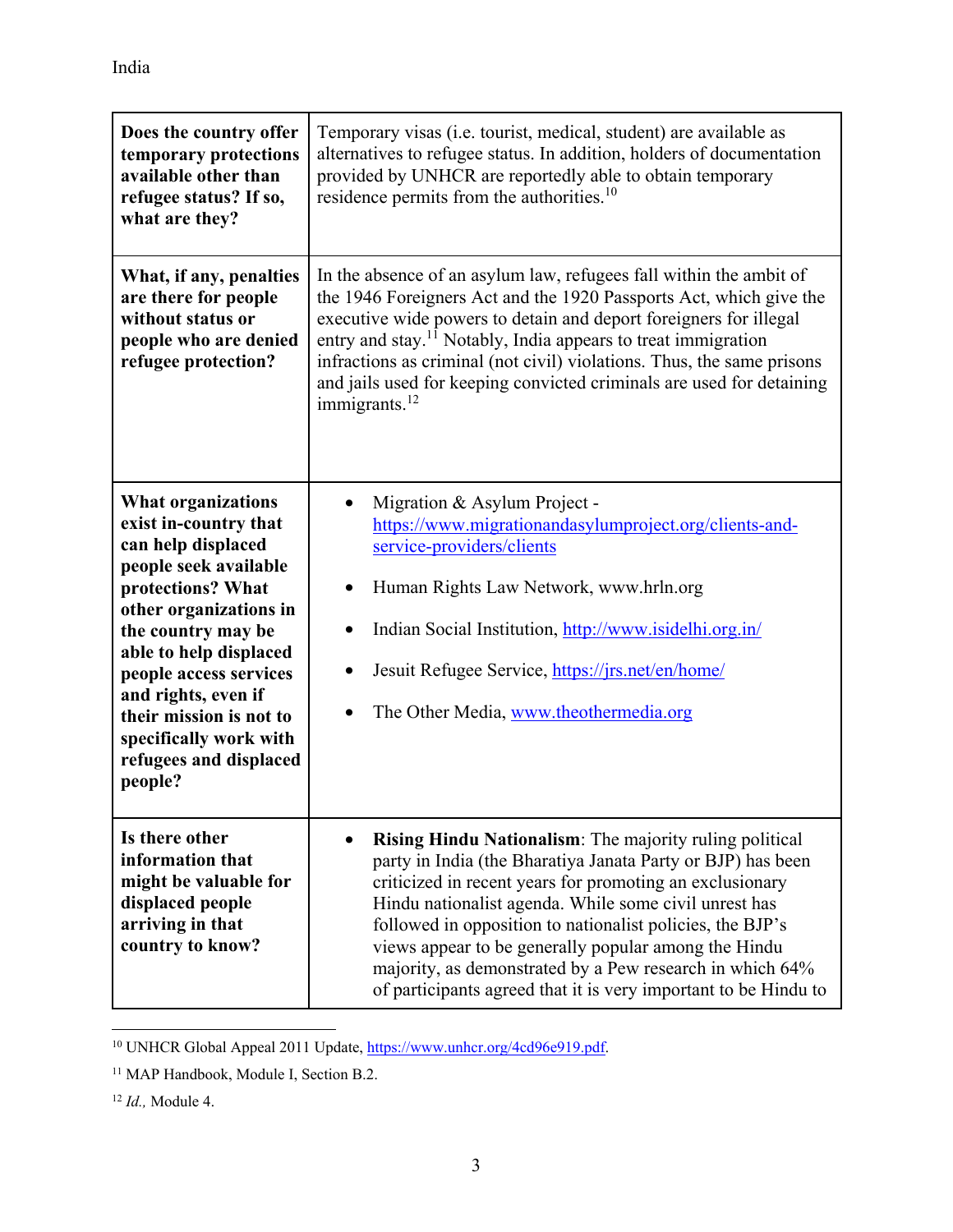| Does the country offer temporary protections available other than refugee status? If so, what are they? | Temporary visas (i.e. tourist, medical, student) are available as alternatives to refugee status. In addition, holders of documentation provided by UNHCR are reportedly able to obtain temporary residence permits from the authorities.[10] |
|---|---|
| **What, if any, penalties are there for people without status or people who are denied refugee protection?** | In the absence of an asylum law, refugees fall within the ambit of the 1946 Foreigners Act and the 1920 Passports Act, which give the executive wide powers to detain and deport foreigners for illegal entry and stay.[11] Notably, India appears to treat immigration infractions as criminal (not civil) violations. Thus, the same prisons and jails used for keeping convicted criminals are used for detaining immigrants.[12] |
| **What organizations exist in-country that can help displaced people seek available protections? What other organizations in the country may be able to help displaced people access services and rights, even if their mission is not to specifically work with refugees and displaced people?** | • Migration & Asylum Project - https://www.migrationandasylumproject.org/clients-and-service-providers/clients <br> • Human Rights Law Network, www.hrln.org <br> • Indian Social Institution, http://www.isidelhi.org.in/ <br> • Jesuit Refugee Service, https://jrs.net/en/home/ <br> • The Other Media, www.theothermedia.org |
| **Is there other information that might be valuable for displaced people arriving in that country to know?** | • **Rising Hindu Nationalism**: The majority ruling political party in India (the Bharatiya Janata Party or BJP) has been criticized in recent years for promoting an exclusionary Hindu nationalist agenda. While some civil unrest has followed in opposition to nationalist policies, the BJP's views appear to be generally popular among the Hindu majority, as demonstrated by a Pew research in which 64% of participants agreed that it is very important to be Hindu to |

[10] UNHCR Global Appeal 2011 Update, https://www.unhcr.org/4cd96e919.pdf.

[11] MAP Handbook, Module I, Section B.2.

[12] *Id.,* Module 4.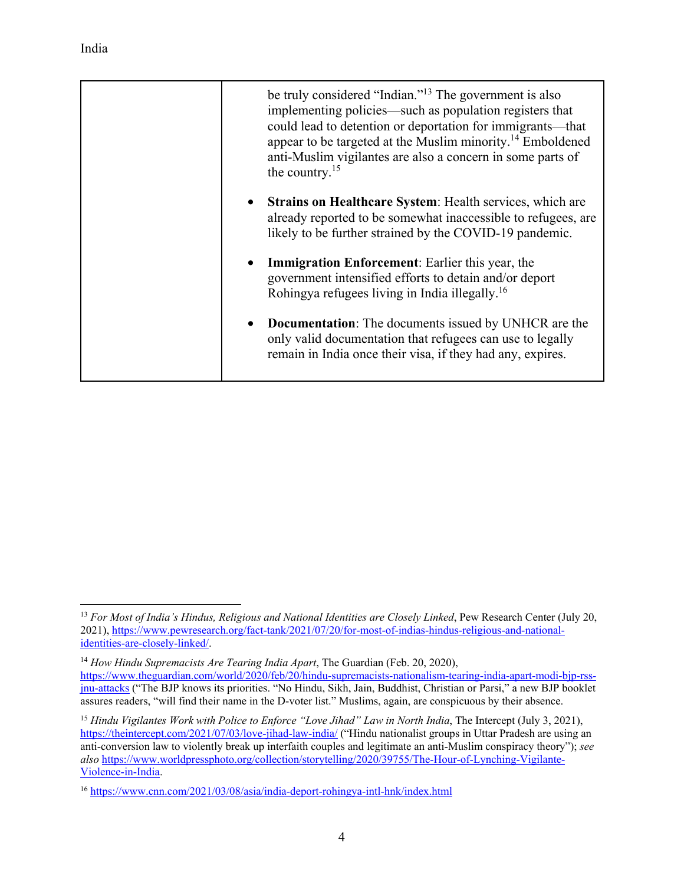| | |
|---|---|
| | be truly considered "Indian."[13] The government is also implementing policies—such as population registers that could lead to detention or deportation for immigrants—that appear to be targeted at the Muslim minority.[14] Emboldened anti-Muslim vigilantes are also a concern in some parts of the country.[15]<br><br>• **Strains on Healthcare System**: Health services, which are already reported to be somewhat inaccessible to refugees, are likely to be further strained by the COVID-19 pandemic.<br><br>• **Immigration Enforcement**: Earlier this year, the government intensified efforts to detain and/or deport Rohingya refugees living in India illegally.[16]<br><br>• **Documentation**: The documents issued by UNHCR are the only valid documentation that refugees can use to legally remain in India once their visa, if they had any, expires. |

---

[13] *For Most of India's Hindus, Religious and National Identities are Closely Linked*, Pew Research Center (July 20, 2021), https://www.pewresearch.org/fact-tank/2021/07/20/for-most-of-indias-hindus-religious-and-national-identities-are-closely-linked/.

[14] *How Hindu Supremacists Are Tearing India Apart*, The Guardian (Feb. 20, 2020), https://www.theguardian.com/world/2020/feb/20/hindu-supremacists-nationalism-tearing-india-apart-modi-bjp-rss-jnu-attacks ("The BJP knows its priorities. "No Hindu, Sikh, Jain, Buddhist, Christian or Parsi," a new BJP booklet assures readers, "will find their name in the D-voter list." Muslims, again, are conspicuous by their absence.

[15] *Hindu Vigilantes Work with Police to Enforce "Love Jihad" Law in North India*, The Intercept (July 3, 2021), https://theintercept.com/2021/07/03/love-jihad-law-india/ ("Hindu nationalist groups in Uttar Pradesh are using an anti-conversion law to violently break up interfaith couples and legitimate an anti-Muslim conspiracy theory"); *see also* https://www.worldpressphoto.org/collection/storytelling/2020/39755/The-Hour-of-Lynching-Vigilante-Violence-in-India.

[16] https://www.cnn.com/2021/03/08/asia/india-deport-rohingya-intl-hnk/index.html